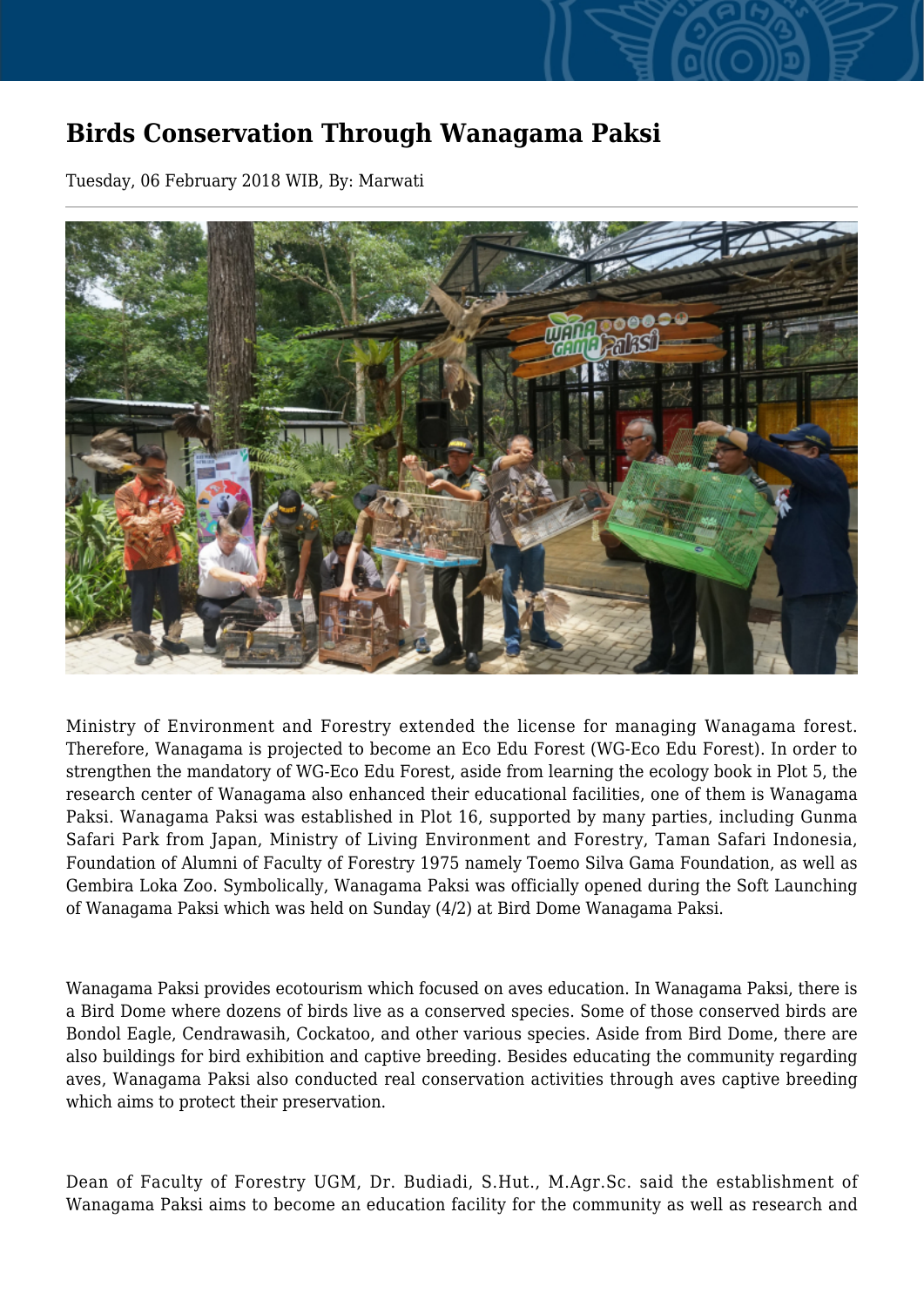# Birds Conservation Through Wanagama Paksi

Tuesday, 06 February 2018 WIB, By: Marwati

Ministry of Environment and Forestry extended the license for managing Wanagama forest. Therefore, Wanagama is projected to become an Eco Edu Forest (WG-Eco Edu Forest). In order to strengthen the mandatory of WG-Eco Edu Forest, aside from learning the ecology book in Plot 5, the research center of Wanagama also enhanced their educational facilities, one of them is Wanagama Paksi. Wanagama Paksi was established in Plot 16, supported by many parties, including Gunma Safari Park from Japan, Ministry of Living Environment and Forestry, Taman Safari Indonesia, Foundation of Alumni of Faculty of Forestry 1975 namely Toemo Silva Gama Foundation, as well as Gembira Loka Zoo. Symbolically, Wanagama Paksi was officially opened during the Soft Launching of Wanagama Paksi which was held on Sunday (4/2) at Bird Dome Wanagama Paksi.

Wanagama Paksi provides ecotourism which focused on aves education. In Wanagama Paksi, there is a Bird Dome where dozens of birds live as a conserved species. Some of those conserved birds are Bondol Eagle, Cendrawasih, Cockatoo, and other various species. Aside from Bird Dome, there are also buildings for bird exhibition and captive breeding. Besides educating the community regarding aves, Wanagama Paksi also conducted real conservation activities through aves captive breeding which aims to protect their preservation.

Dean of Faculty of Forestry UGM, Dr. Budiadi, S.Hut., M.Agr.Sc. said the establishment of Wanagama Paksi aims to become an education facility for the community as well as research and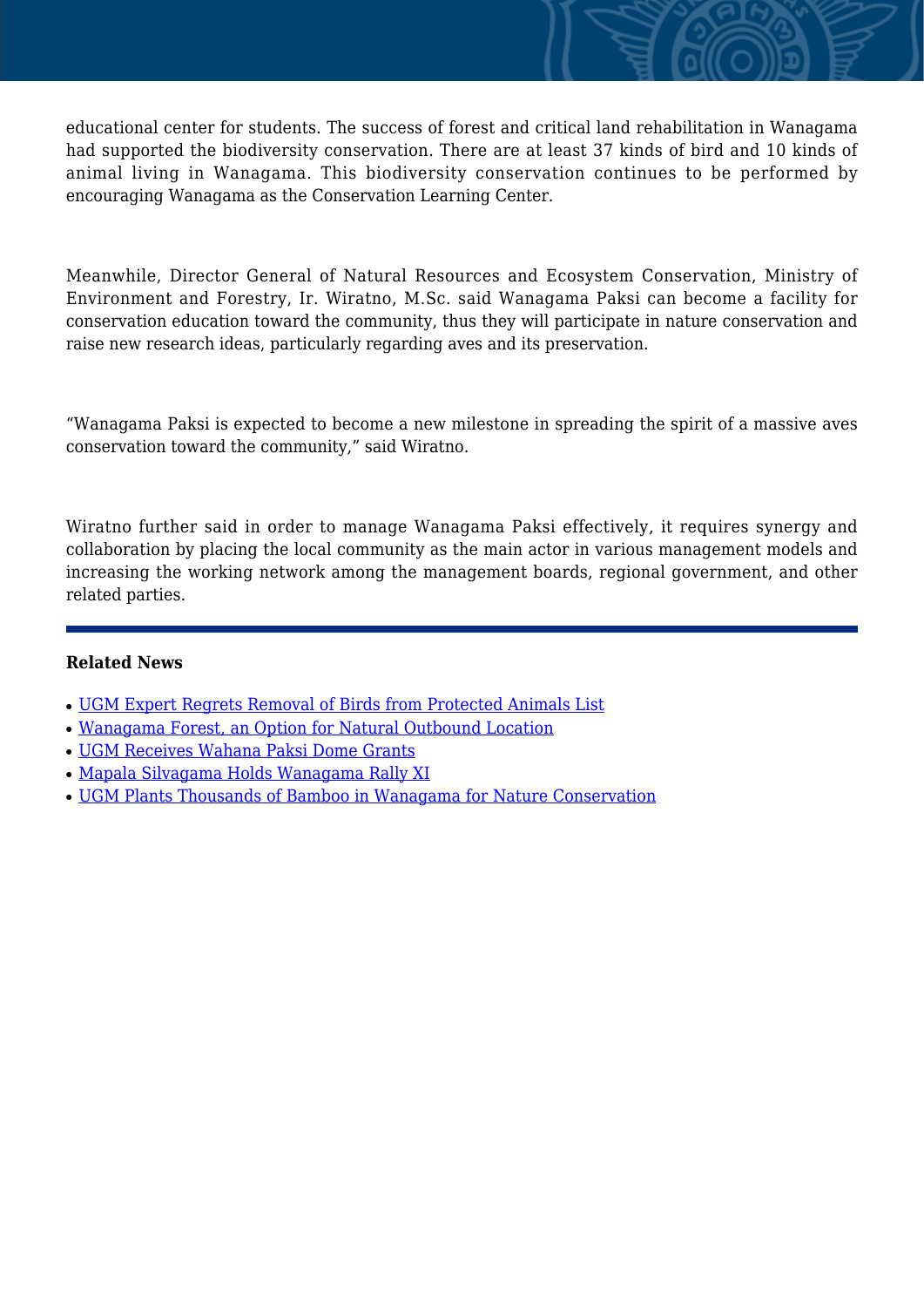educational center for students. The success of forest and critical land rehabilitation in Wanagama had supported the biodiversity conservation. There are at least 37 kinds of bird and 10 kinds of animal living in Wanagama. This biodiversity conservation continues to be performed by encouraging Wanagama as the Conservation Learning Center.

Meanwhile, Director General of Natural Resources and Ecosystem Conservation, Ministry of Environment and Forestry, Ir. Wiratno, M.Sc. said Wanagama Paksi can become a facility for conservation education toward the community, thus they will participate in nature conservation and raise new research ideas, particularly regarding aves and its preservation.

“Wanagama Paksi is expected to become a new milestone in spreading the spirit of a massive aves conservation toward the community,” said Wiratno.

Wiratno further said in order to manage Wanagama Paksi effectively, it requires synergy and collaboration by placing the local community as the main actor in various management models and increasing the working network among the management boards, regional government, and other related parties.

---

**Related News**

- UGM Expert Regrets Removal of Birds from Protected Animals List
- Wanagama Forest, an Option for Natural Outbound Location
- UGM Receives Wahana Paksi Dome Grants
- Mapala Silvagama Holds Wanagama Rally XI
- UGM Plants Thousands of Bamboo in Wanagama for Nature Conservation